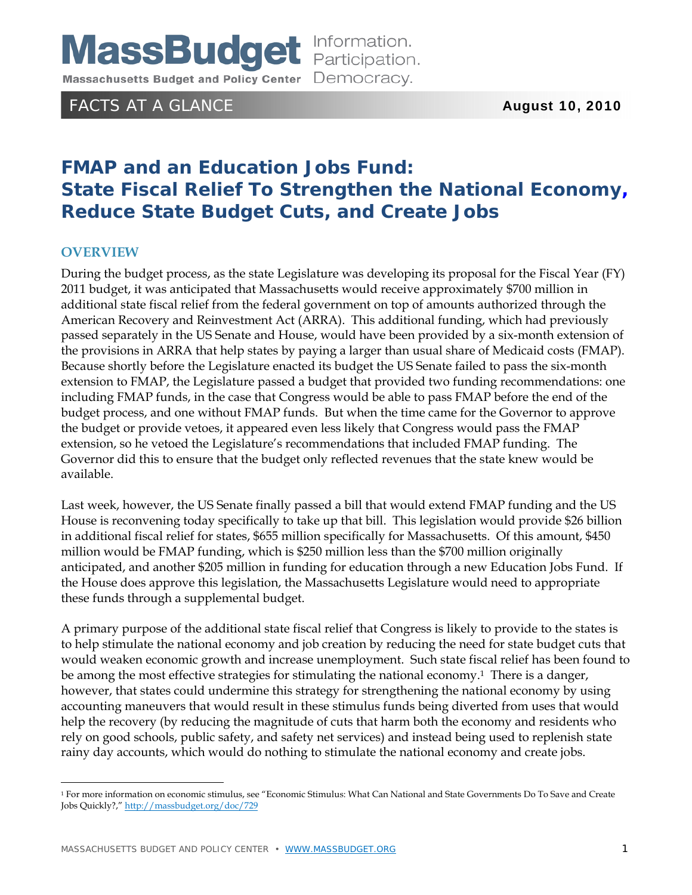MassBudget Information. Participation. Democracy.

Massachusetts Budget and Policy Center

FACTS AT A GLANCE **August 10, 2010**

# FMAP and an Education Jobs Fund: State Fiscal Relief To Strengthen the National Economy, Reduce State Budget Cuts, and Create Jobs

## OVERVIEW

During the budget process, as the state Legislature was developing its proposal for the Fiscal Year (FY) 2011 budget, it was anticipated that Massachusetts would receive approximately $700 million in additional state fiscal relief from the federal government on top of amounts authorized through the American Recovery and Reinvestment Act (ARRA). This additional funding, which had previously passed separately in the US Senate and House, would have been provided by a six-month extension of the provisions in ARRA that help states by paying a larger than usual share of Medicaid costs (FMAP). Because shortly before the Legislature enacted its budget the US Senate failed to pass the six-month extension to FMAP, the Legislature passed a budget that provided two funding recommendations: one including FMAP funds, in the case that Congress would be able to pass FMAP before the end of the budget process, and one without FMAP funds. But when the time came for the Governor to approve the budget or provide vetoes, it appeared even less likely that Congress would pass the FMAP extension, so he vetoed the Legislature's recommendations that included FMAP funding. The Governor did this to ensure that the budget only reflected revenues that the state knew would be available.

Last week, however, the US Senate finally passed a bill that would extend FMAP funding and the US House is reconvening today specifically to take up that bill. This legislation would provide $26 billion in additional fiscal relief for states, $655 million specifically for Massachusetts. Of this amount, $450 million would be FMAP funding, which is $250 million less than the $700 million originally anticipated, and another $205 million in funding for education through a new Education Jobs Fund. If the House does approve this legislation, the Massachusetts Legislature would need to appropriate these funds through a supplemental budget.

A primary purpose of the additional state fiscal relief that Congress is likely to provide to the states is to help stimulate the national economy and job creation by reducing the need for state budget cuts that would weaken economic growth and increase unemployment. Such state fiscal relief has been found to be among the most effective strategies for stimulating the national economy.[1] There is a danger, however, that states could undermine this strategy for strengthening the national economy by using accounting maneuvers that would result in these stimulus funds being diverted from uses that would help the recovery (by reducing the magnitude of cuts that harm both the economy and residents who rely on good schools, public safety, and safety net services) and instead being used to replenish state rainy day accounts, which would do nothing to stimulate the national economy and create jobs.

[1] For more information on economic stimulus, see "Economic Stimulus: What Can National and State Governments Do To Save and Create Jobs Quickly?," http://massbudget.org/doc/729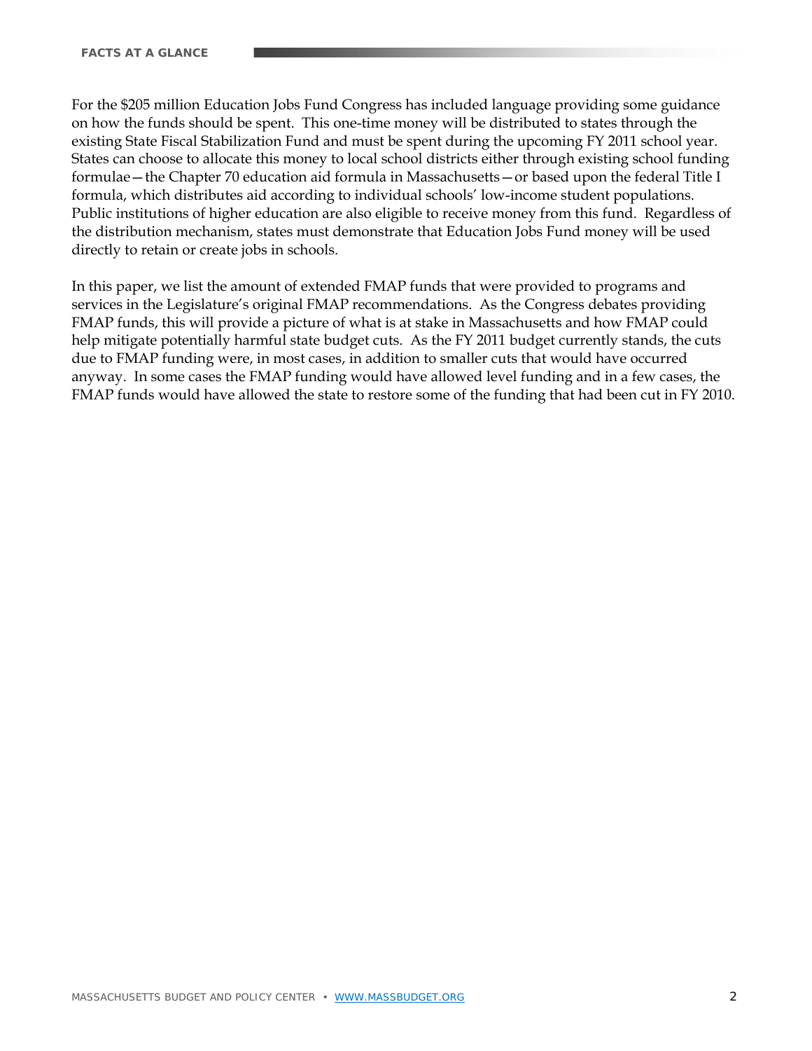For the $205 million Education Jobs Fund Congress has included language providing some guidance on how the funds should be spent. This one-time money will be distributed to states through the existing State Fiscal Stabilization Fund and must be spent during the upcoming FY 2011 school year. States can choose to allocate this money to local school districts either through existing school funding formulae—the Chapter 70 education aid formula in Massachusetts—or based upon the federal Title I formula, which distributes aid according to individual schools' low-income student populations. Public institutions of higher education are also eligible to receive money from this fund. Regardless of the distribution mechanism, states must demonstrate that Education Jobs Fund money will be used directly to retain or create jobs in schools.

In this paper, we list the amount of extended FMAP funds that were provided to programs and services in the Legislature's original FMAP recommendations. As the Congress debates providing FMAP funds, this will provide a picture of what is at stake in Massachusetts and how FMAP could help mitigate potentially harmful state budget cuts. As the FY 2011 budget currently stands, the cuts due to FMAP funding were, in most cases, in addition to smaller cuts that would have occurred anyway. In some cases the FMAP funding would have allowed level funding and in a few cases, the FMAP funds would have allowed the state to restore some of the funding that had been cut in FY 2010.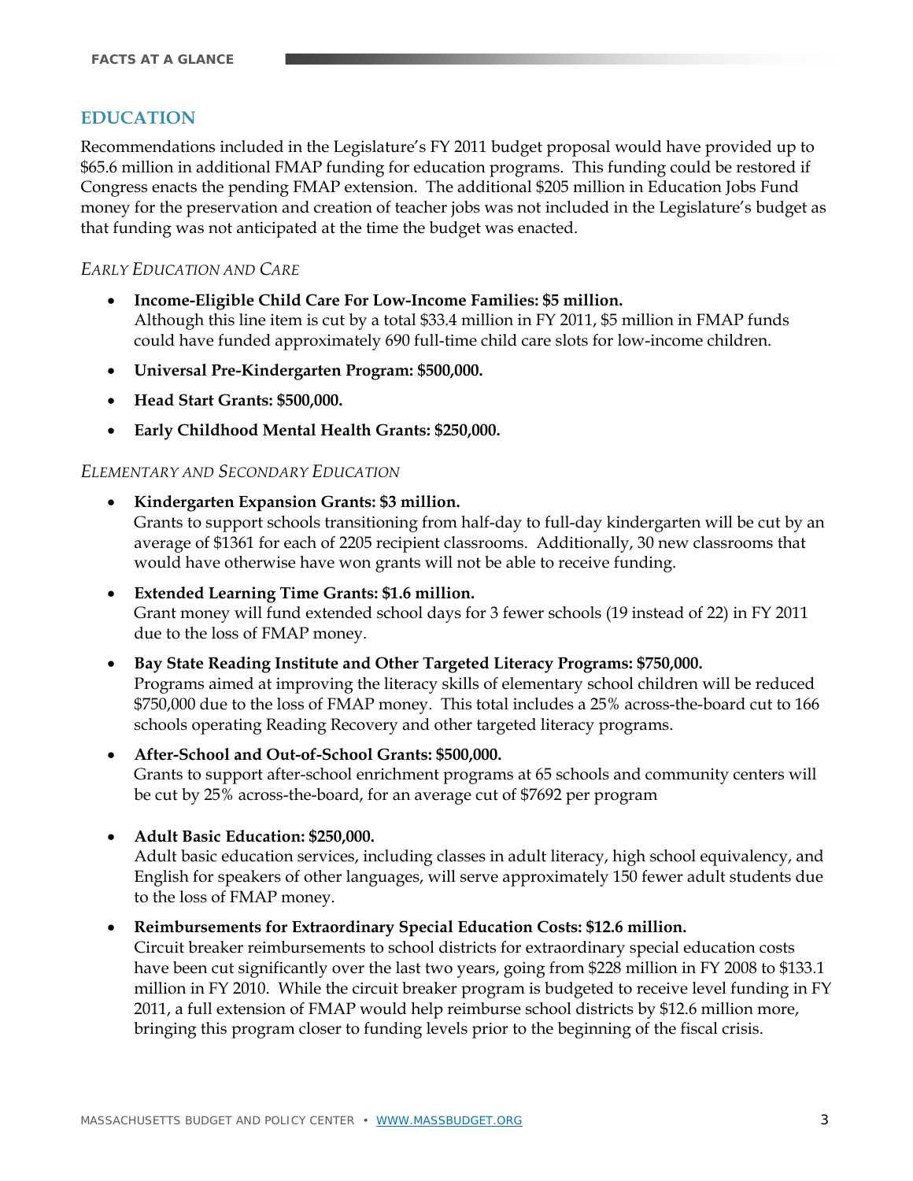## EDUCATION

Recommendations included in the Legislature's FY 2011 budget proposal would have provided up to $65.6 million in additional FMAP funding for education programs. This funding could be restored if Congress enacts the pending FMAP extension. The additional $205 million in Education Jobs Fund money for the preservation and creation of teacher jobs was not included in the Legislature's budget as that funding was not anticipated at the time the budget was enacted.

### *Early Education and Care*

- **Income-Eligible Child Care For Low-Income Families: $5 million.** Although this line item is cut by a total $33.4 million in FY 2011, $5 million in FMAP funds could have funded approximately 690 full-time child care slots for low-income children.
- **Universal Pre-Kindergarten Program: $500,000.**
- **Head Start Grants: $500,000.**
- **Early Childhood Mental Health Grants: $250,000.**

### *Elementary and Secondary Education*

- **Kindergarten Expansion Grants: $3 million.** Grants to support schools transitioning from half-day to full-day kindergarten will be cut by an average of $1361 for each of 2205 recipient classrooms. Additionally, 30 new classrooms that would have otherwise have won grants will not be able to receive funding.
- **Extended Learning Time Grants: $1.6 million.** Grant money will fund extended school days for 3 fewer schools (19 instead of 22) in FY 2011 due to the loss of FMAP money.
- **Bay State Reading Institute and Other Targeted Literacy Programs: $750,000.** Programs aimed at improving the literacy skills of elementary school children will be reduced $750,000 due to the loss of FMAP money. This total includes a 25% across-the-board cut to 166 schools operating Reading Recovery and other targeted literacy programs.
- **After-School and Out-of-School Grants: $500,000.** Grants to support after-school enrichment programs at 65 schools and community centers will be cut by 25% across-the-board, for an average cut of $7692 per program
- **Adult Basic Education: $250,000.** Adult basic education services, including classes in adult literacy, high school equivalency, and English for speakers of other languages, will serve approximately 150 fewer adult students due to the loss of FMAP money.
- **Reimbursements for Extraordinary Special Education Costs: $12.6 million.** Circuit breaker reimbursements to school districts for extraordinary special education costs have been cut significantly over the last two years, going from $228 million in FY 2008 to $133.1 million in FY 2010. While the circuit breaker program is budgeted to receive level funding in FY 2011, a full extension of FMAP would help reimburse school districts by $12.6 million more, bringing this program closer to funding levels prior to the beginning of the fiscal crisis.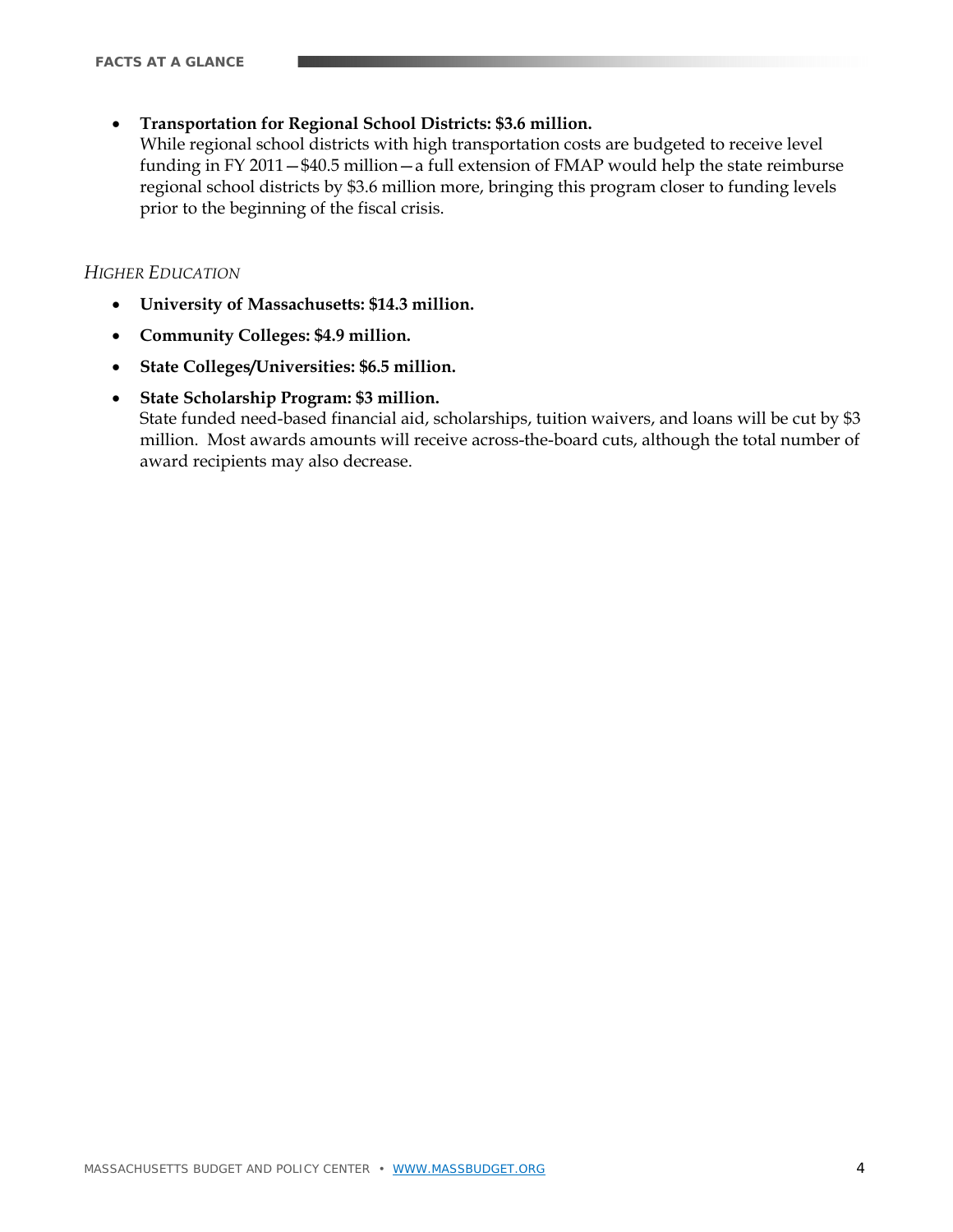- **Transportation for Regional School Districts: $3.6 million.**
  While regional school districts with high transportation costs are budgeted to receive level funding in FY 2011—$40.5 million—a full extension of FMAP would help the state reimburse regional school districts by $3.6 million more, bringing this program closer to funding levels prior to the beginning of the fiscal crisis.

*HIGHER EDUCATION*

- **University of Massachusetts: $14.3 million.**
- **Community Colleges: $4.9 million.**
- **State Colleges/Universities: $6.5 million.**
- **State Scholarship Program: $3 million.**
  State funded need-based financial aid, scholarships, tuition waivers, and loans will be cut by $3 million. Most awards amounts will receive across-the-board cuts, although the total number of award recipients may also decrease.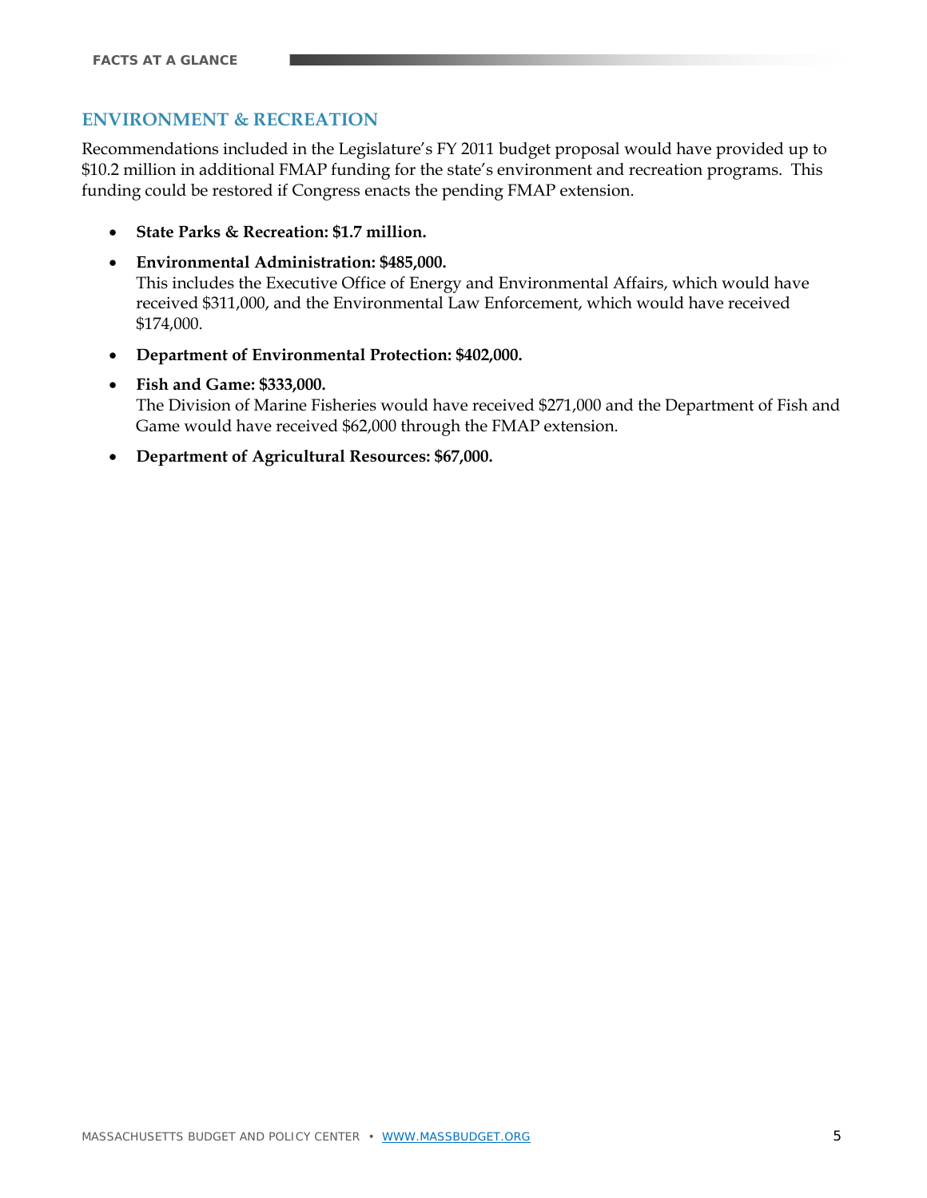## ENVIRONMENT & RECREATION

Recommendations included in the Legislature's FY 2011 budget proposal would have provided up to $10.2 million in additional FMAP funding for the state's environment and recreation programs. This funding could be restored if Congress enacts the pending FMAP extension.

- **State Parks & Recreation: $1.7 million.**
- **Environmental Administration: $485,000.**
  This includes the Executive Office of Energy and Environmental Affairs, which would have received $311,000, and the Environmental Law Enforcement, which would have received $174,000.
- **Department of Environmental Protection: $402,000.**
- **Fish and Game: $333,000.**
  The Division of Marine Fisheries would have received $271,000 and the Department of Fish and Game would have received $62,000 through the FMAP extension.
- **Department of Agricultural Resources: $67,000.**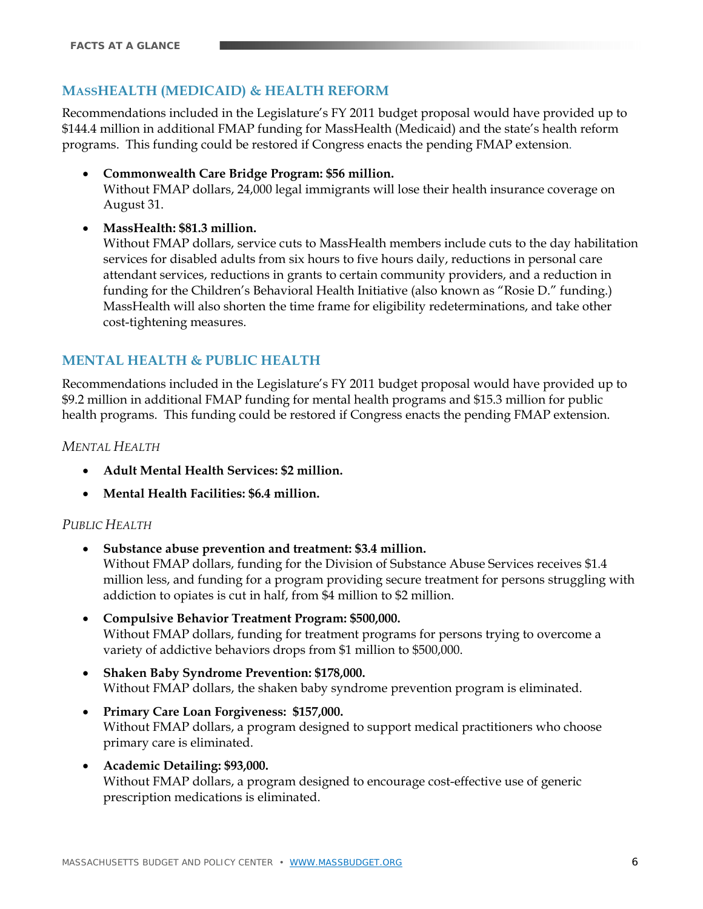## MASSHEALTH (MEDICAID) & HEALTH REFORM

Recommendations included in the Legislature's FY 2011 budget proposal would have provided up to $144.4 million in additional FMAP funding for MassHealth (Medicaid) and the state's health reform programs. This funding could be restored if Congress enacts the pending FMAP extension.

- **Commonwealth Care Bridge Program: $56 million.**
  Without FMAP dollars, 24,000 legal immigrants will lose their health insurance coverage on August 31.

- **MassHealth: $81.3 million.**
  Without FMAP dollars, service cuts to MassHealth members include cuts to the day habilitation services for disabled adults from six hours to five hours daily, reductions in personal care attendant services, reductions in grants to certain community providers, and a reduction in funding for the Children's Behavioral Health Initiative (also known as "Rosie D." funding.) MassHealth will also shorten the time frame for eligibility redeterminations, and take other cost-tightening measures.

## MENTAL HEALTH & PUBLIC HEALTH

Recommendations included in the Legislature's FY 2011 budget proposal would have provided up to $9.2 million in additional FMAP funding for mental health programs and $15.3 million for public health programs. This funding could be restored if Congress enacts the pending FMAP extension.

### *Mental Health*

- **Adult Mental Health Services: $2 million.**
- **Mental Health Facilities: $6.4 million.**

### *Public Health*

- **Substance abuse prevention and treatment: $3.4 million.**
  Without FMAP dollars, funding for the Division of Substance Abuse Services receives $1.4 million less, and funding for a program providing secure treatment for persons struggling with addiction to opiates is cut in half, from $4 million to $2 million.

- **Compulsive Behavior Treatment Program: $500,000.**
  Without FMAP dollars, funding for treatment programs for persons trying to overcome a variety of addictive behaviors drops from $1 million to $500,000.

- **Shaken Baby Syndrome Prevention: $178,000.**
  Without FMAP dollars, the shaken baby syndrome prevention program is eliminated.

- **Primary Care Loan Forgiveness: $157,000.**
  Without FMAP dollars, a program designed to support medical practitioners who choose primary care is eliminated.

- **Academic Detailing: $93,000.**
  Without FMAP dollars, a program designed to encourage cost-effective use of generic prescription medications is eliminated.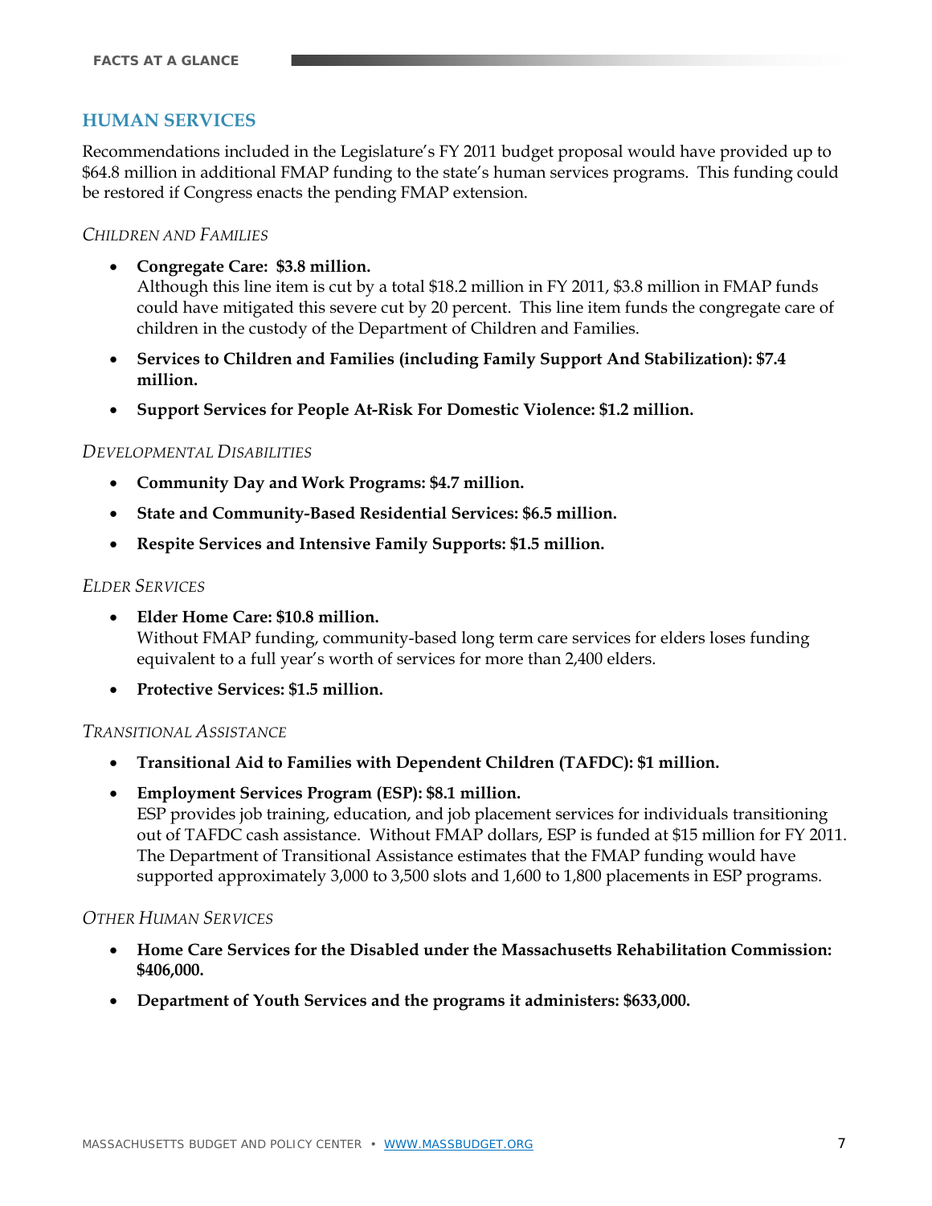## HUMAN SERVICES

Recommendations included in the Legislature's FY 2011 budget proposal would have provided up to $64.8 million in additional FMAP funding to the state's human services programs. This funding could be restored if Congress enacts the pending FMAP extension.

### *Children and Families*

- **Congregate Care: $3.8 million.**
  Although this line item is cut by a total $18.2 million in FY 2011, $3.8 million in FMAP funds could have mitigated this severe cut by 20 percent. This line item funds the congregate care of children in the custody of the Department of Children and Families.
- **Services to Children and Families (including Family Support And Stabilization): $7.4 million.**
- **Support Services for People At-Risk For Domestic Violence: $1.2 million.**

### *Developmental Disabilities*

- **Community Day and Work Programs: $4.7 million.**
- **State and Community-Based Residential Services: $6.5 million.**
- **Respite Services and Intensive Family Supports: $1.5 million.**

### *Elder Services*

- **Elder Home Care: $10.8 million.**
  Without FMAP funding, community-based long term care services for elders loses funding equivalent to a full year's worth of services for more than 2,400 elders.
- **Protective Services: $1.5 million.**

### *Transitional Assistance*

- **Transitional Aid to Families with Dependent Children (TAFDC): $1 million.**
- **Employment Services Program (ESP): $8.1 million.**
  ESP provides job training, education, and job placement services for individuals transitioning out of TAFDC cash assistance. Without FMAP dollars, ESP is funded at $15 million for FY 2011. The Department of Transitional Assistance estimates that the FMAP funding would have supported approximately 3,000 to 3,500 slots and 1,600 to 1,800 placements in ESP programs.

### *Other Human Services*

- **Home Care Services for the Disabled under the Massachusetts Rehabilitation Commission: $406,000.**
- **Department of Youth Services and the programs it administers: $633,000.**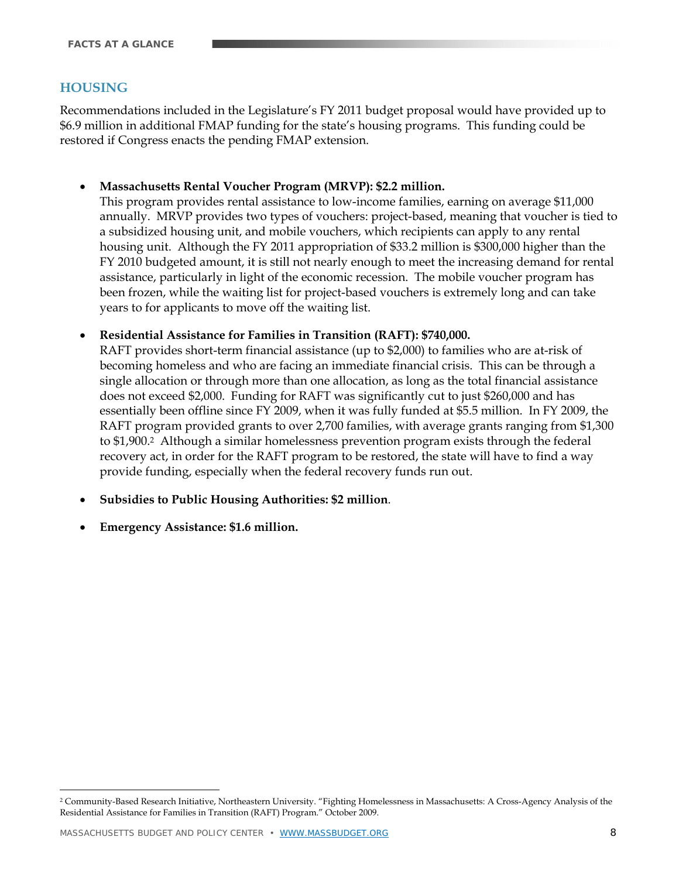## HOUSING

Recommendations included in the Legislature's FY 2011 budget proposal would have provided up to $6.9 million in additional FMAP funding for the state's housing programs. This funding could be restored if Congress enacts the pending FMAP extension.

- **Massachusetts Rental Voucher Program (MRVP): $2.2 million.**
  This program provides rental assistance to low-income families, earning on average $11,000 annually. MRVP provides two types of vouchers: project-based, meaning that voucher is tied to a subsidized housing unit, and mobile vouchers, which recipients can apply to any rental housing unit. Although the FY 2011 appropriation of $33.2 million is $300,000 higher than the FY 2010 budgeted amount, it is still not nearly enough to meet the increasing demand for rental assistance, particularly in light of the economic recession. The mobile voucher program has been frozen, while the waiting list for project-based vouchers is extremely long and can take years to for applicants to move off the waiting list.

- **Residential Assistance for Families in Transition (RAFT): $740,000.**
  RAFT provides short-term financial assistance (up to $2,000) to families who are at-risk of becoming homeless and who are facing an immediate financial crisis. This can be through a single allocation or through more than one allocation, as long as the total financial assistance does not exceed $2,000. Funding for RAFT was significantly cut to just $260,000 and has essentially been offline since FY 2009, when it was fully funded at $5.5 million. In FY 2009, the RAFT program provided grants to over 2,700 families, with average grants ranging from $1,300 to $1,900.[2] Although a similar homelessness prevention program exists through the federal recovery act, in order for the RAFT program to be restored, the state will have to find a way provide funding, especially when the federal recovery funds run out.

- **Subsidies to Public Housing Authorities: $2 million**.

- **Emergency Assistance: $1.6 million.**

[2] Community-Based Research Initiative, Northeastern University. "Fighting Homelessness in Massachusetts: A Cross-Agency Analysis of the Residential Assistance for Families in Transition (RAFT) Program." October 2009.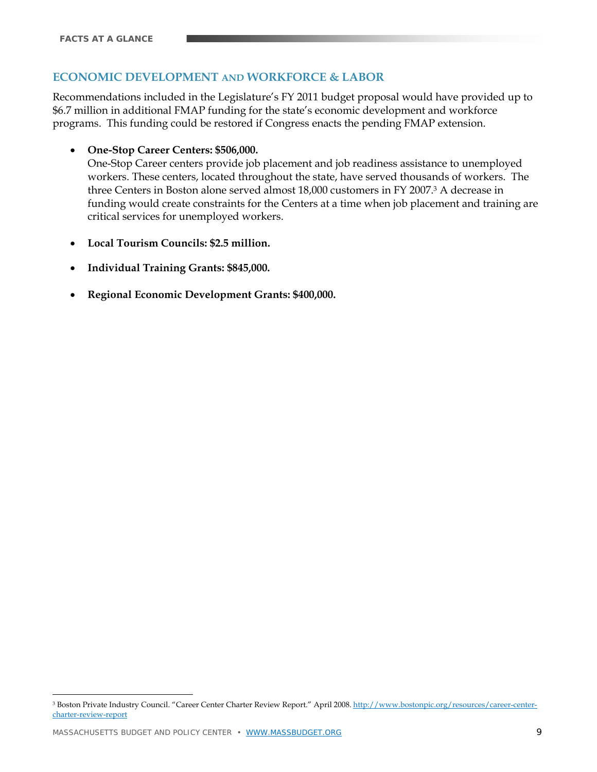## ECONOMIC DEVELOPMENT AND WORKFORCE & LABOR

Recommendations included in the Legislature's FY 2011 budget proposal would have provided up to $6.7 million in additional FMAP funding for the state's economic development and workforce programs. This funding could be restored if Congress enacts the pending FMAP extension.

- **One-Stop Career Centers: $506,000.**
  One-Stop Career centers provide job placement and job readiness assistance to unemployed workers. These centers, located throughout the state, have served thousands of workers. The three Centers in Boston alone served almost 18,000 customers in FY 2007.[3] A decrease in funding would create constraints for the Centers at a time when job placement and training are critical services for unemployed workers.

- **Local Tourism Councils: $2.5 million.**

- **Individual Training Grants: $845,000.**

- **Regional Economic Development Grants: $400,000.**

---

[3] Boston Private Industry Council. "Career Center Charter Review Report." April 2008. http://www.bostonpic.org/resources/career-center-charter-review-report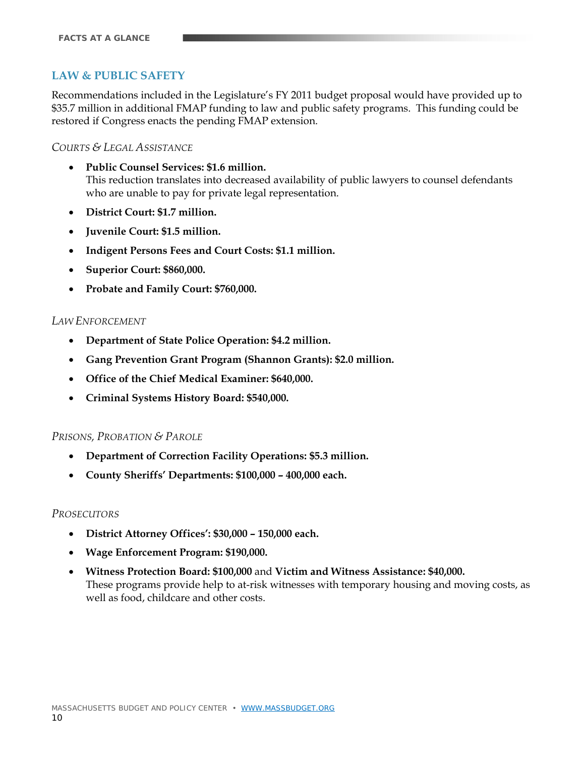## LAW & PUBLIC SAFETY

Recommendations included in the Legislature's FY 2011 budget proposal would have provided up to $35.7 million in additional FMAP funding to law and public safety programs. This funding could be restored if Congress enacts the pending FMAP extension.

### *Courts & Legal Assistance*

- **Public Counsel Services: $1.6 million.**
  This reduction translates into decreased availability of public lawyers to counsel defendants who are unable to pay for private legal representation.
- **District Court: $1.7 million.**
- **Juvenile Court: $1.5 million.**
- **Indigent Persons Fees and Court Costs: $1.1 million.**
- **Superior Court: $860,000.**
- **Probate and Family Court: $760,000.**

### *Law Enforcement*

- **Department of State Police Operation: $4.2 million.**
- **Gang Prevention Grant Program (Shannon Grants): $2.0 million.**
- **Office of the Chief Medical Examiner: $640,000.**
- **Criminal Systems History Board: $540,000.**

### *Prisons, Probation & Parole*

- **Department of Correction Facility Operations: $5.3 million.**
- **County Sheriffs' Departments: $100,000 – 400,000 each.**

### *Prosecutors*

- **District Attorney Offices': $30,000 – 150,000 each.**
- **Wage Enforcement Program: $190,000.**
- **Witness Protection Board: $100,000** and **Victim and Witness Assistance: $40,000.**
  These programs provide help to at-risk witnesses with temporary housing and moving costs, as well as food, childcare and other costs.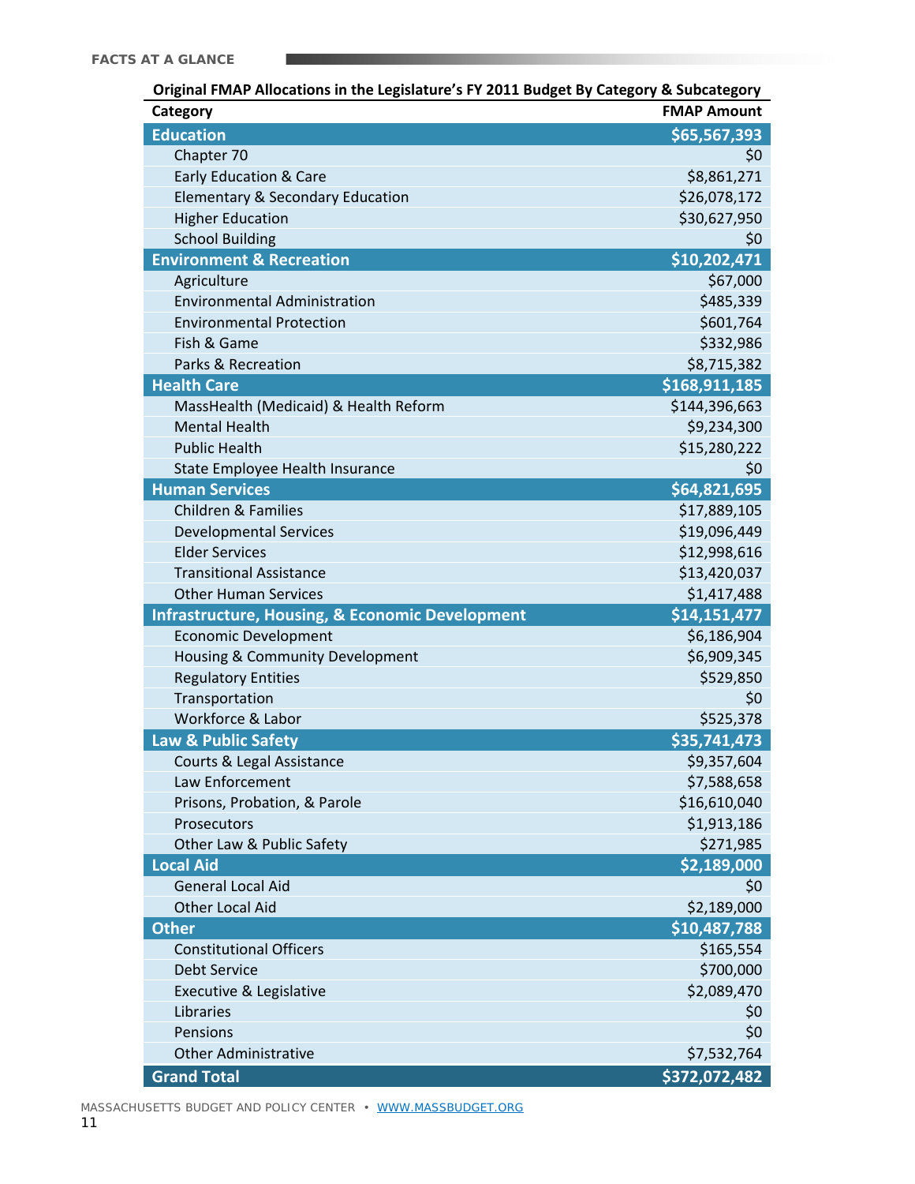FACTS AT A GLANCE

**Original FMAP Allocations in the Legislature's FY 2011 Budget By Category & Subcategory**

| Category | FMAP Amount |
|---|---|
| **Education** | **$65,567,393** |
| Chapter 70 | $0 |
| Early Education & Care | $8,861,271 |
| Elementary & Secondary Education | $26,078,172 |
| Higher Education | $30,627,950 |
| School Building | $0 |
| **Environment & Recreation** | **$10,202,471** |
| Agriculture | $67,000 |
| Environmental Administration | $485,339 |
| Environmental Protection | $601,764 |
| Fish & Game | $332,986 |
| Parks & Recreation | $8,715,382 |
| **Health Care** | **$168,911,185** |
| MassHealth (Medicaid) & Health Reform | $144,396,663 |
| Mental Health | $9,234,300 |
| Public Health | $15,280,222 |
| State Employee Health Insurance | $0 |
| **Human Services** | **$64,821,695** |
| Children & Families | $17,889,105 |
| Developmental Services | $19,096,449 |
| Elder Services | $12,998,616 |
| Transitional Assistance | $13,420,037 |
| Other Human Services | $1,417,488 |
| **Infrastructure, Housing, & Economic Development** | **$14,151,477** |
| Economic Development | $6,186,904 |
| Housing & Community Development | $6,909,345 |
| Regulatory Entities | $529,850 |
| Transportation | $0 |
| Workforce & Labor | $525,378 |
| **Law & Public Safety** | **$35,741,473** |
| Courts & Legal Assistance | $9,357,604 |
| Law Enforcement | $7,588,658 |
| Prisons, Probation, & Parole | $16,610,040 |
| Prosecutors | $1,913,186 |
| Other Law & Public Safety | $271,985 |
| **Local Aid** | **$2,189,000** |
| General Local Aid | $0 |
| Other Local Aid | $2,189,000 |
| **Other** | **$10,487,788** |
| Constitutional Officers | $165,554 |
| Debt Service | $700,000 |
| Executive & Legislative | $2,089,470 |
| Libraries | $0 |
| Pensions | $0 |
| Other Administrative | $7,532,764 |
| **Grand Total** | **$372,072,482** |